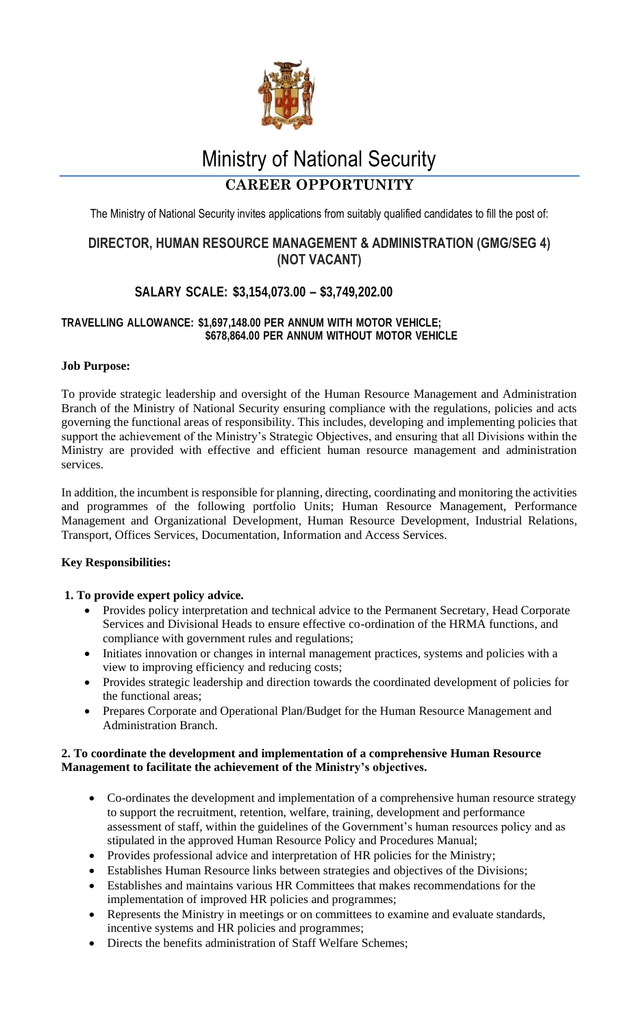# Ministry of National Security

## CAREER OPPORTUNITY

The Ministry of National Security invites applications from suitably qualified candidates to fill the post of:

### DIRECTOR, HUMAN RESOURCE MANAGEMENT & ADMINISTRATION (GMG/SEG 4) (NOT VACANT)

### SALARY SCALE: $3,154,073.00 – $3,749,202.00

**TRAVELLING ALLOWANCE: $1,697,148.00 PER ANNUM WITH MOTOR VEHICLE; $678,864.00 PER ANNUM WITHOUT MOTOR VEHICLE**

**Job Purpose:**

To provide strategic leadership and oversight of the Human Resource Management and Administration Branch of the Ministry of National Security ensuring compliance with the regulations, policies and acts governing the functional areas of responsibility. This includes, developing and implementing policies that support the achievement of the Ministry's Strategic Objectives, and ensuring that all Divisions within the Ministry are provided with effective and efficient human resource management and administration services.

In addition, the incumbent is responsible for planning, directing, coordinating and monitoring the activities and programmes of the following portfolio Units; Human Resource Management, Performance Management and Organizational Development, Human Resource Development, Industrial Relations, Transport, Offices Services, Documentation, Information and Access Services.

**Key Responsibilities:**

**1. To provide expert policy advice.**

- Provides policy interpretation and technical advice to the Permanent Secretary, Head Corporate Services and Divisional Heads to ensure effective co-ordination of the HRMA functions, and compliance with government rules and regulations;
- Initiates innovation or changes in internal management practices, systems and policies with a view to improving efficiency and reducing costs;
- Provides strategic leadership and direction towards the coordinated development of policies for the functional areas;
- Prepares Corporate and Operational Plan/Budget for the Human Resource Management and Administration Branch.

**2. To coordinate the development and implementation of a comprehensive Human Resource Management to facilitate the achievement of the Ministry's objectives.**

- Co-ordinates the development and implementation of a comprehensive human resource strategy to support the recruitment, retention, welfare, training, development and performance assessment of staff, within the guidelines of the Government's human resources policy and as stipulated in the approved Human Resource Policy and Procedures Manual;
- Provides professional advice and interpretation of HR policies for the Ministry;
- Establishes Human Resource links between strategies and objectives of the Divisions;
- Establishes and maintains various HR Committees that makes recommendations for the implementation of improved HR policies and programmes;
- Represents the Ministry in meetings or on committees to examine and evaluate standards, incentive systems and HR policies and programmes;
- Directs the benefits administration of Staff Welfare Schemes;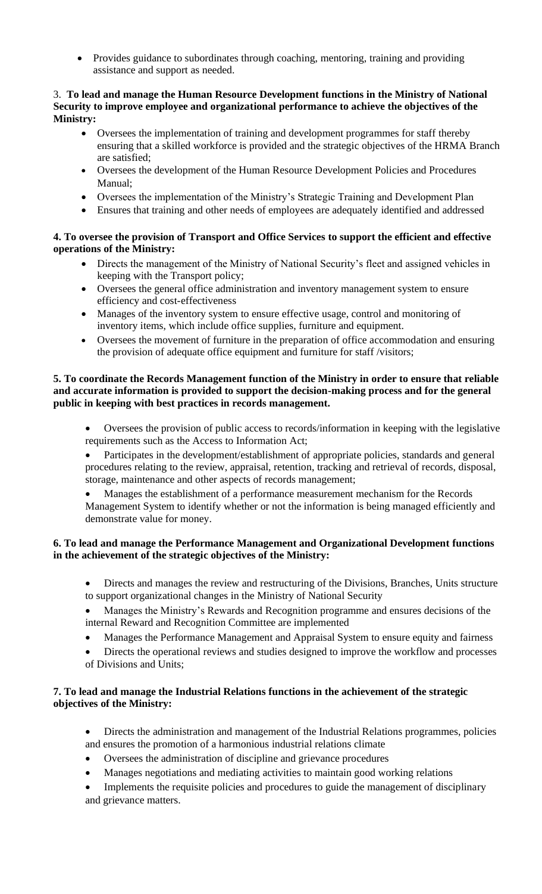- Provides guidance to subordinates through coaching, mentoring, training and providing assistance and support as needed.

3. **To lead and manage the Human Resource Development functions in the Ministry of National Security to improve employee and organizational performance to achieve the objectives of the Ministry:**

- Oversees the implementation of training and development programmes for staff thereby ensuring that a skilled workforce is provided and the strategic objectives of the HRMA Branch are satisfied;
- Oversees the development of the Human Resource Development Policies and Procedures Manual;
- Oversees the implementation of the Ministry's Strategic Training and Development Plan
- Ensures that training and other needs of employees are adequately identified and addressed

**4. To oversee the provision of Transport and Office Services to support the efficient and effective operations of the Ministry:**

- Directs the management of the Ministry of National Security's fleet and assigned vehicles in keeping with the Transport policy;
- Oversees the general office administration and inventory management system to ensure efficiency and cost-effectiveness
- Manages of the inventory system to ensure effective usage, control and monitoring of inventory items, which include office supplies, furniture and equipment.
- Oversees the movement of furniture in the preparation of office accommodation and ensuring the provision of adequate office equipment and furniture for staff /visitors;

**5. To coordinate the Records Management function of the Ministry in order to ensure that reliable and accurate information is provided to support the decision-making process and for the general public in keeping with best practices in records management.**

- Oversees the provision of public access to records/information in keeping with the legislative requirements such as the Access to Information Act;
- Participates in the development/establishment of appropriate policies, standards and general procedures relating to the review, appraisal, retention, tracking and retrieval of records, disposal, storage, maintenance and other aspects of records management;
- Manages the establishment of a performance measurement mechanism for the Records Management System to identify whether or not the information is being managed efficiently and demonstrate value for money.

**6. To lead and manage the Performance Management and Organizational Development functions in the achievement of the strategic objectives of the Ministry:**

- Directs and manages the review and restructuring of the Divisions, Branches, Units structure to support organizational changes in the Ministry of National Security
- Manages the Ministry's Rewards and Recognition programme and ensures decisions of the internal Reward and Recognition Committee are implemented
- Manages the Performance Management and Appraisal System to ensure equity and fairness
- Directs the operational reviews and studies designed to improve the workflow and processes of Divisions and Units;

**7. To lead and manage the Industrial Relations functions in the achievement of the strategic objectives of the Ministry:**

- Directs the administration and management of the Industrial Relations programmes, policies and ensures the promotion of a harmonious industrial relations climate
- Oversees the administration of discipline and grievance procedures
- Manages negotiations and mediating activities to maintain good working relations
- Implements the requisite policies and procedures to guide the management of disciplinary and grievance matters.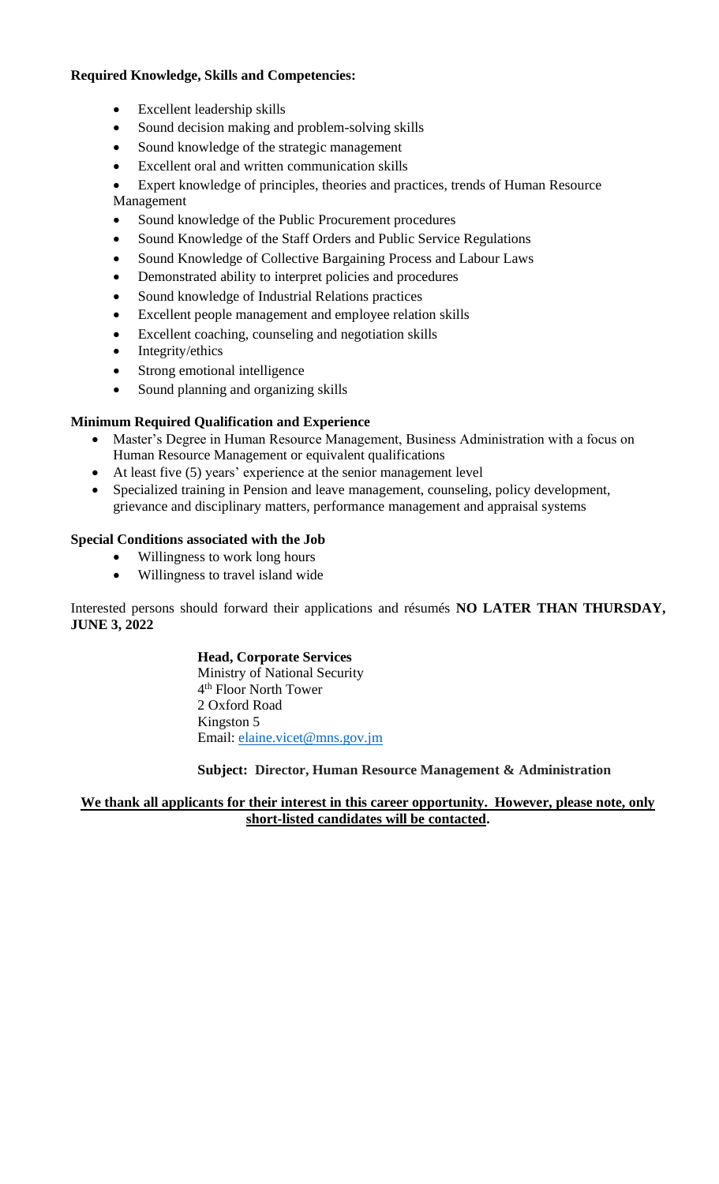**Required Knowledge, Skills and Competencies:**

- Excellent leadership skills
- Sound decision making and problem-solving skills
- Sound knowledge of the strategic management
- Excellent oral and written communication skills
- Expert knowledge of principles, theories and practices, trends of Human Resource Management
- Sound knowledge of the Public Procurement procedures
- Sound Knowledge of the Staff Orders and Public Service Regulations
- Sound Knowledge of Collective Bargaining Process and Labour Laws
- Demonstrated ability to interpret policies and procedures
- Sound knowledge of Industrial Relations practices
- Excellent people management and employee relation skills
- Excellent coaching, counseling and negotiation skills
- Integrity/ethics
- Strong emotional intelligence
- Sound planning and organizing skills

**Minimum Required Qualification and Experience**

- Master's Degree in Human Resource Management, Business Administration with a focus on Human Resource Management or equivalent qualifications
- At least five (5) years' experience at the senior management level
- Specialized training in Pension and leave management, counseling, policy development, grievance and disciplinary matters, performance management and appraisal systems

**Special Conditions associated with the Job**

- Willingness to work long hours
- Willingness to travel island wide

Interested persons should forward their applications and résumés **NO LATER THAN THURSDAY, JUNE 3, 2022**

**Head, Corporate Services**
Ministry of National Security
4th Floor North Tower
2 Oxford Road
Kingston 5
Email: elaine.vicet@mns.gov.jm

**Subject: Director, Human Resource Management & Administration**

**We thank all applicants for their interest in this career opportunity. However, please note, only short-listed candidates will be contacted.**